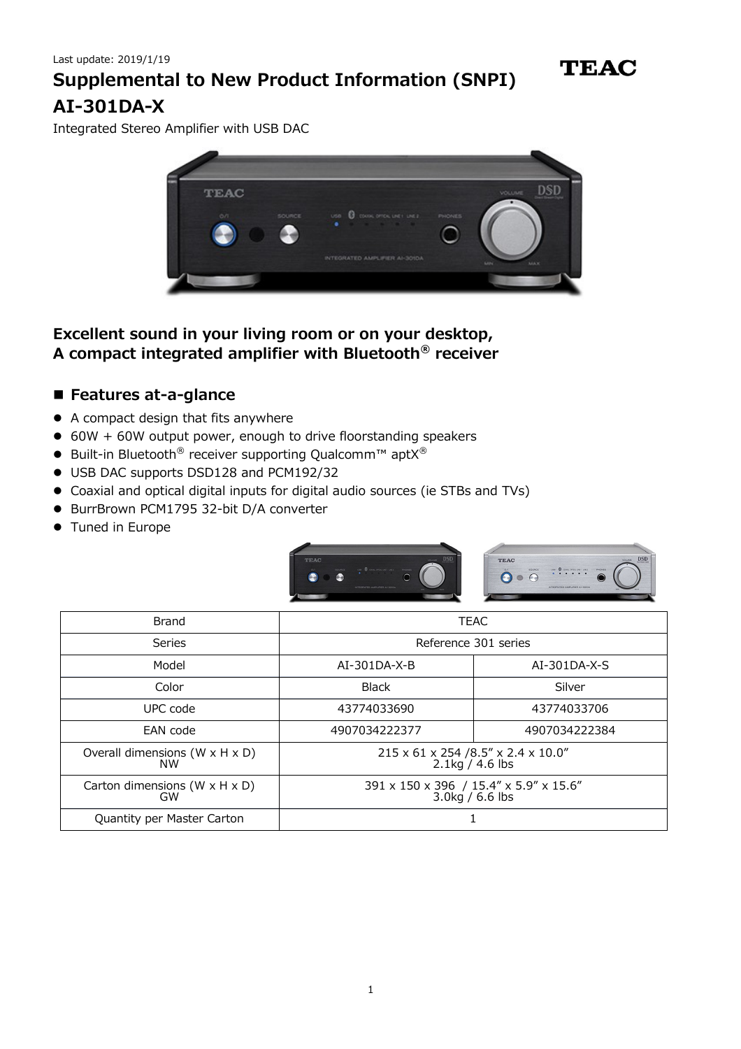Last update: 2019/1/19

# Supplemental to New Product Information (SNPI)

TEAC

# AI-301DA-X

Integrated Stereo Amplifier with USB DAC

## Excellent sound in your living room or on your desktop, A compact integrated amplifier with Bluetooth® receiver

## ■ Features at-a-glance

- A compact design that fits anywhere
- 60W + 60W output power, enough to drive floorstanding speakers
- Built-in Bluetooth® receiver supporting Qualcomm™ aptX®
- USB DAC supports DSD128 and PCM192/32
- Coaxial and optical digital inputs for digital audio sources (ie STBs and TVs)
- BurrBrown PCM1795 32-bit D/A converter
- Tuned in Europe

| Brand | TEAC | |
|---|---|---|
| Series | Reference 301 series | |
| Model | AI-301DA-X-B | AI-301DA-X-S |
| Color | Black | Silver |
| UPC code | 43774033690 | 43774033706 |
| EAN code | 4907034222377 | 4907034222384 |
| Overall dimensions (W x H x D) NW | 215 x 61 x 254 /8.5" x 2.4 x 10.0" 2.1kg / 4.6 lbs | |
| Carton dimensions (W x H x D) GW | 391 x 150 x 396 / 15.4" x 5.9" x 15.6" 3.0kg / 6.6 lbs | |
| Quantity per Master Carton | 1 | |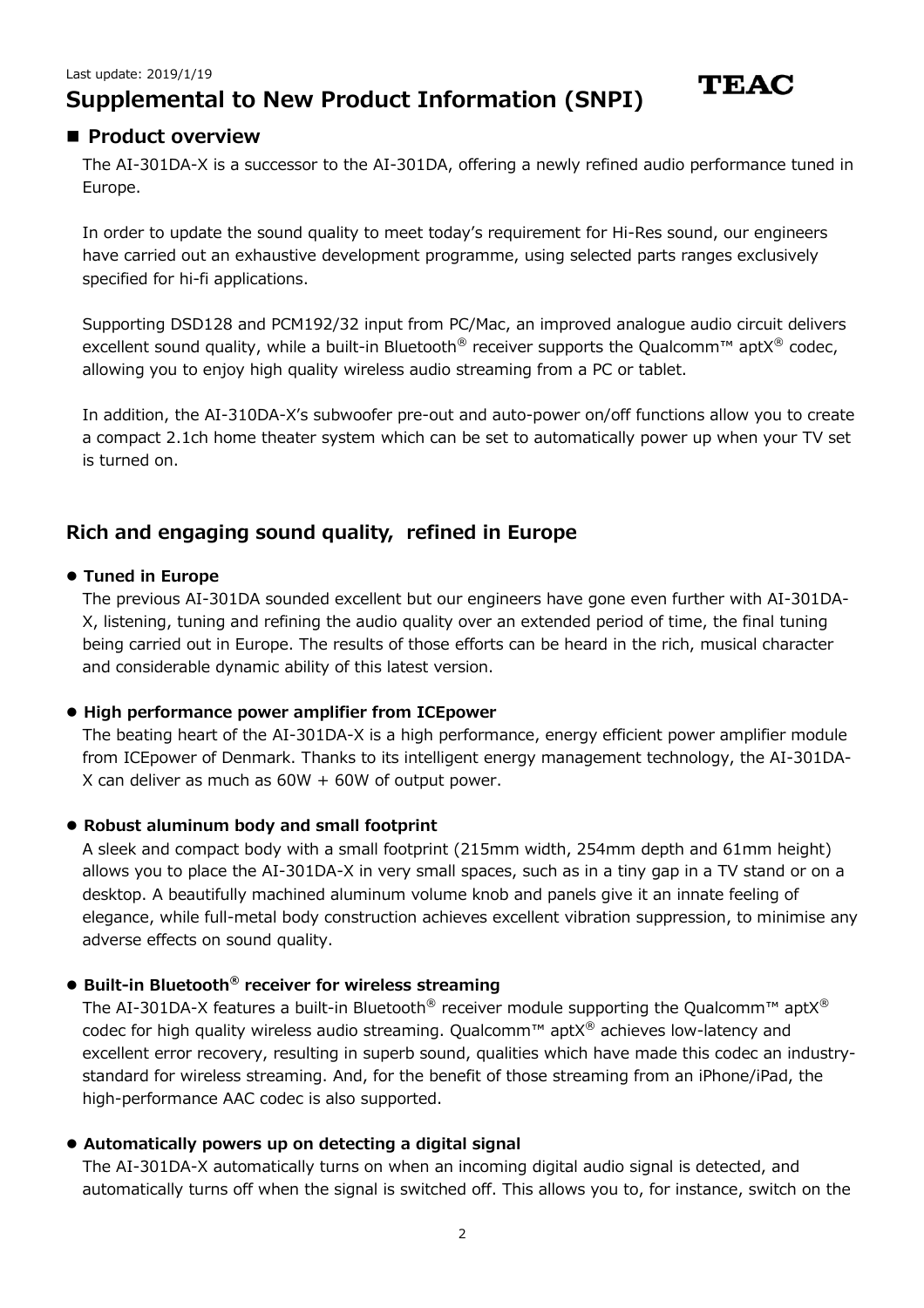Last update: 2019/1/19

# Supplemental to New Product Information (SNPI)

TEAC

## ■ Product overview

The AI-301DA-X is a successor to the AI-301DA, offering a newly refined audio performance tuned in Europe.

In order to update the sound quality to meet today's requirement for Hi-Res sound, our engineers have carried out an exhaustive development programme, using selected parts ranges exclusively specified for hi-fi applications.

Supporting DSD128 and PCM192/32 input from PC/Mac, an improved analogue audio circuit delivers excellent sound quality, while a built-in Bluetooth® receiver supports the Qualcomm™ aptX® codec, allowing you to enjoy high quality wireless audio streaming from a PC or tablet.

In addition, the AI-310DA-X's subwoofer pre-out and auto-power on/off functions allow you to create a compact 2.1ch home theater system which can be set to automatically power up when your TV set is turned on.

## Rich and engaging sound quality, refined in Europe

- **Tuned in Europe**

  The previous AI-301DA sounded excellent but our engineers have gone even further with AI-301DA-X, listening, tuning and refining the audio quality over an extended period of time, the final tuning being carried out in Europe. The results of those efforts can be heard in the rich, musical character and considerable dynamic ability of this latest version.

- **High performance power amplifier from ICEpower**

  The beating heart of the AI-301DA-X is a high performance, energy efficient power amplifier module from ICEpower of Denmark. Thanks to its intelligent energy management technology, the AI-301DA-X can deliver as much as 60W + 60W of output power.

- **Robust aluminum body and small footprint**

  A sleek and compact body with a small footprint (215mm width, 254mm depth and 61mm height) allows you to place the AI-301DA-X in very small spaces, such as in a tiny gap in a TV stand or on a desktop. A beautifully machined aluminum volume knob and panels give it an innate feeling of elegance, while full-metal body construction achieves excellent vibration suppression, to minimise any adverse effects on sound quality.

- **Built-in Bluetooth® receiver for wireless streaming**

  The AI-301DA-X features a built-in Bluetooth® receiver module supporting the Qualcomm™ aptX® codec for high quality wireless audio streaming. Qualcomm™ aptX® achieves low-latency and excellent error recovery, resulting in superb sound, qualities which have made this codec an industry-standard for wireless streaming. And, for the benefit of those streaming from an iPhone/iPad, the high-performance AAC codec is also supported.

- **Automatically powers up on detecting a digital signal**

  The AI-301DA-X automatically turns on when an incoming digital audio signal is detected, and automatically turns off when the signal is switched off. This allows you to, for instance, switch on the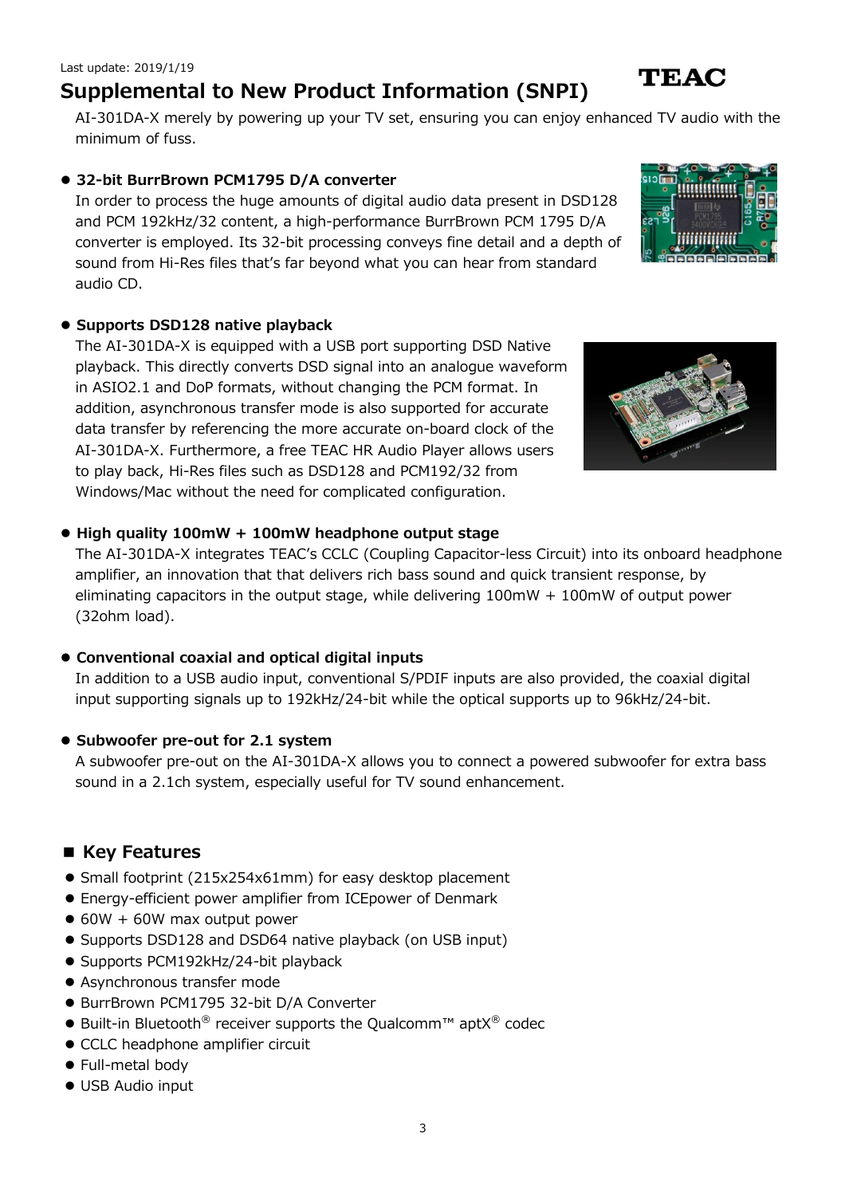AI-301DA-X merely by powering up your TV set, ensuring you can enjoy enhanced TV audio with the minimum of fuss.

- **32-bit BurrBrown PCM1795 D/A converter**
  In order to process the huge amounts of digital audio data present in DSD128 and PCM 192kHz/32 content, a high-performance BurrBrown PCM 1795 D/A converter is employed. Its 32-bit processing conveys fine detail and a depth of sound from Hi-Res files that's far beyond what you can hear from standard audio CD.

- **Supports DSD128 native playback**
  The AI-301DA-X is equipped with a USB port supporting DSD Native playback. This directly converts DSD signal into an analogue waveform in ASIO2.1 and DoP formats, without changing the PCM format. In addition, asynchronous transfer mode is also supported for accurate data transfer by referencing the more accurate on-board clock of the AI-301DA-X. Furthermore, a free TEAC HR Audio Player allows users to play back, Hi-Res files such as DSD128 and PCM192/32 from Windows/Mac without the need for complicated configuration.

- **High quality 100mW + 100mW headphone output stage**
  The AI-301DA-X integrates TEAC's CCLC (Coupling Capacitor-less Circuit) into its onboard headphone amplifier, an innovation that that delivers rich bass sound and quick transient response, by eliminating capacitors in the output stage, while delivering 100mW + 100mW of output power (32ohm load).

- **Conventional coaxial and optical digital inputs**
  In addition to a USB audio input, conventional S/PDIF inputs are also provided, the coaxial digital input supporting signals up to 192kHz/24-bit while the optical supports up to 96kHz/24-bit.

- **Subwoofer pre-out for 2.1 system**
  A subwoofer pre-out on the AI-301DA-X allows you to connect a powered subwoofer for extra bass sound in a 2.1ch system, especially useful for TV sound enhancement.

## ■ Key Features

- Small footprint (215x254x61mm) for easy desktop placement
- Energy-efficient power amplifier from ICEpower of Denmark
- 60W + 60W max output power
- Supports DSD128 and DSD64 native playback (on USB input)
- Supports PCM192kHz/24-bit playback
- Asynchronous transfer mode
- BurrBrown PCM1795 32-bit D/A Converter
- Built-in Bluetooth® receiver supports the Qualcomm™ aptX® codec
- CCLC headphone amplifier circuit
- Full-metal body
- USB Audio input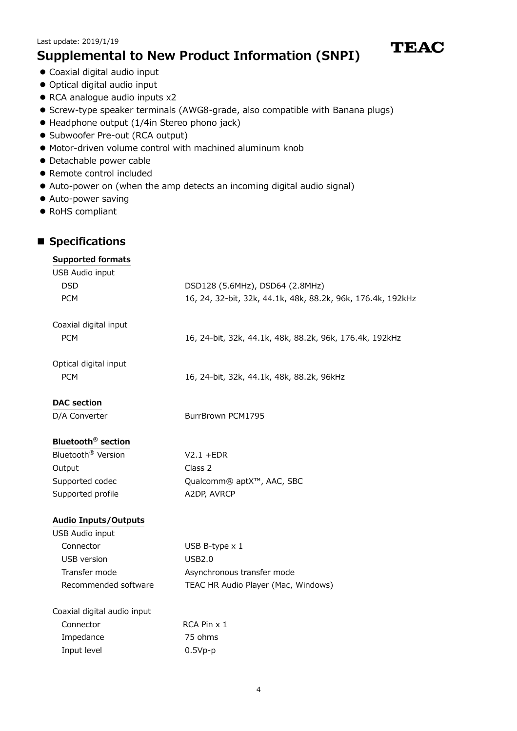Last update: 2019/1/19

# Supplemental to New Product Information (SNPI)

TEAC

- Coaxial digital audio input
- Optical digital audio input
- RCA analogue audio inputs x2
- Screw-type speaker terminals (AWG8-grade, also compatible with Banana plugs)
- Headphone output (1/4in Stereo phono jack)
- Subwoofer Pre-out (RCA output)
- Motor-driven volume control with machined aluminum knob
- Detachable power cable
- Remote control included
- Auto-power on (when the amp detects an incoming digital audio signal)
- Auto-power saving
- RoHS compliant

## Specifications

### Supported formats

| | |
|---|---|
| USB Audio input | |
| DSD | DSD128 (5.6MHz), DSD64 (2.8MHz) |
| PCM | 16, 24, 32-bit, 32k, 44.1k, 48k, 88.2k, 96k, 176.4k, 192kHz |
| Coaxial digital input | |
| PCM | 16, 24-bit, 32k, 44.1k, 48k, 88.2k, 96k, 176.4k, 192kHz |
| Optical digital input | |
| PCM | 16, 24-bit, 32k, 44.1k, 48k, 88.2k, 96kHz |

### DAC section

| | |
|---|---|
| D/A Converter | BurrBrown PCM1795 |

### Bluetooth® section

| | |
|---|---|
| Bluetooth® Version | V2.1 +EDR |
| Output | Class 2 |
| Supported codec | Qualcomm® aptX™, AAC, SBC |
| Supported profile | A2DP, AVRCP |

### Audio Inputs/Outputs

| | |
|---|---|
| USB Audio input | |
| Connector | USB B-type x 1 |
| USB version | USB2.0 |
| Transfer mode | Asynchronous transfer mode |
| Recommended software | TEAC HR Audio Player (Mac, Windows) |
| Coaxial digital audio input | |
| Connector | RCA Pin x 1 |
| Impedance | 75 ohms |
| Input level | 0.5Vp-p |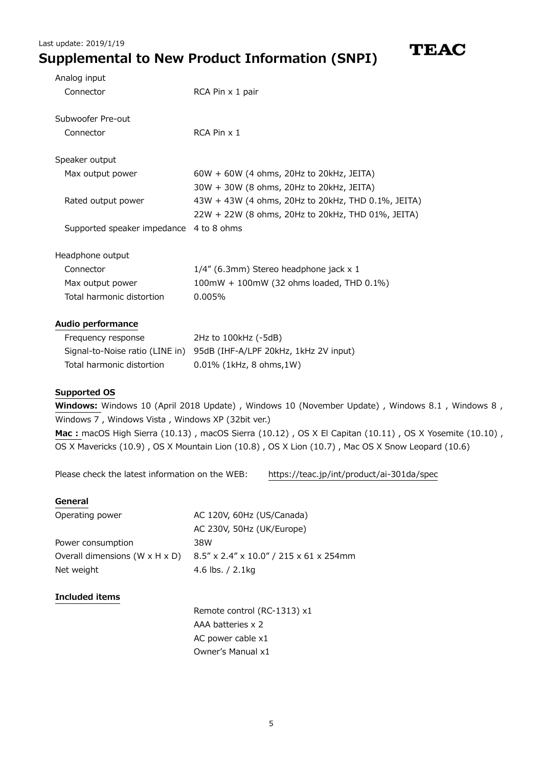Last update: 2019/1/19

# Supplemental to New Product Information (SNPI)

TEAC

Analog input

| | |
|---|---|
| Connector | RCA Pin x 1 pair |

Subwoofer Pre-out

| | |
|---|---|
| Connector | RCA Pin x 1 |

Speaker output

| | |
|---|---|
| Max output power | 60W + 60W (4 ohms, 20Hz to 20kHz, JEITA) |
| | 30W + 30W (8 ohms, 20Hz to 20kHz, JEITA) |
| Rated output power | 43W + 43W (4 ohms, 20Hz to 20kHz, THD 0.1%, JEITA) |
| | 22W + 22W (8 ohms, 20Hz to 20kHz, THD 01%, JEITA) |
| Supported speaker impedance | 4 to 8 ohms |

Headphone output

| | |
|---|---|
| Connector | 1/4" (6.3mm) Stereo headphone jack x 1 |
| Max output power | 100mW + 100mW (32 ohms loaded, THD 0.1%) |
| Total harmonic distortion | 0.005% |

## Audio performance

| | |
|---|---|
| Frequency response | 2Hz to 100kHz (-5dB) |
| Signal-to-Noise ratio (LINE in) | 95dB (IHF-A/LPF 20kHz, 1kHz 2V input) |
| Total harmonic distortion | 0.01% (1kHz, 8 ohms,1W) |

## Supported OS

**Windows:** Windows 10 (April 2018 Update) , Windows 10 (November Update) , Windows 8.1 , Windows 8 , Windows 7 , Windows Vista , Windows XP (32bit ver.)

**Mac :** macOS High Sierra (10.13) , macOS Sierra (10.12) , OS X El Capitan (10.11) , OS X Yosemite (10.10) , OS X Mavericks (10.9) , OS X Mountain Lion (10.8) , OS X Lion (10.7) , Mac OS X Snow Leopard (10.6)

Please check the latest information on the WEB: https://teac.jp/int/product/ai-301da/spec

## General

| | |
|---|---|
| Operating power | AC 120V, 60Hz (US/Canada) |
| | AC 230V, 50Hz (UK/Europe) |
| Power consumption | 38W |
| Overall dimensions (W x H x D) | 8.5" x 2.4" x 10.0" / 215 x 61 x 254mm |
| Net weight | 4.6 lbs. / 2.1kg |

## Included items

Remote control (RC-1313) x1
AAA batteries x 2
AC power cable x1
Owner's Manual x1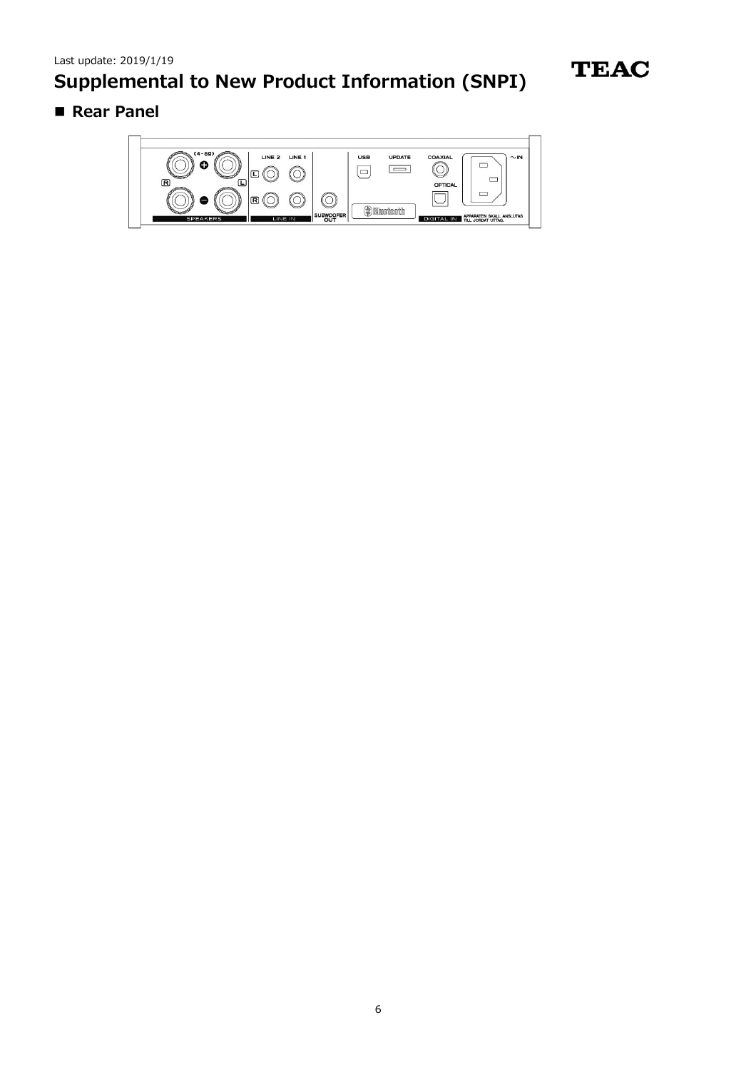## ■ Rear Panel

(4-8Ω)

R

L

SPEAKERS

LINE 2

LINE 1

L

R

LINE IN

SUBWOOFER OUT

USB

UPDATE

Bluetooth

COAXIAL

OPTICAL

DIGITAL IN

~IN

APPARATEN SKALL ANSLUTAS TILL JORDAT UTTAG.